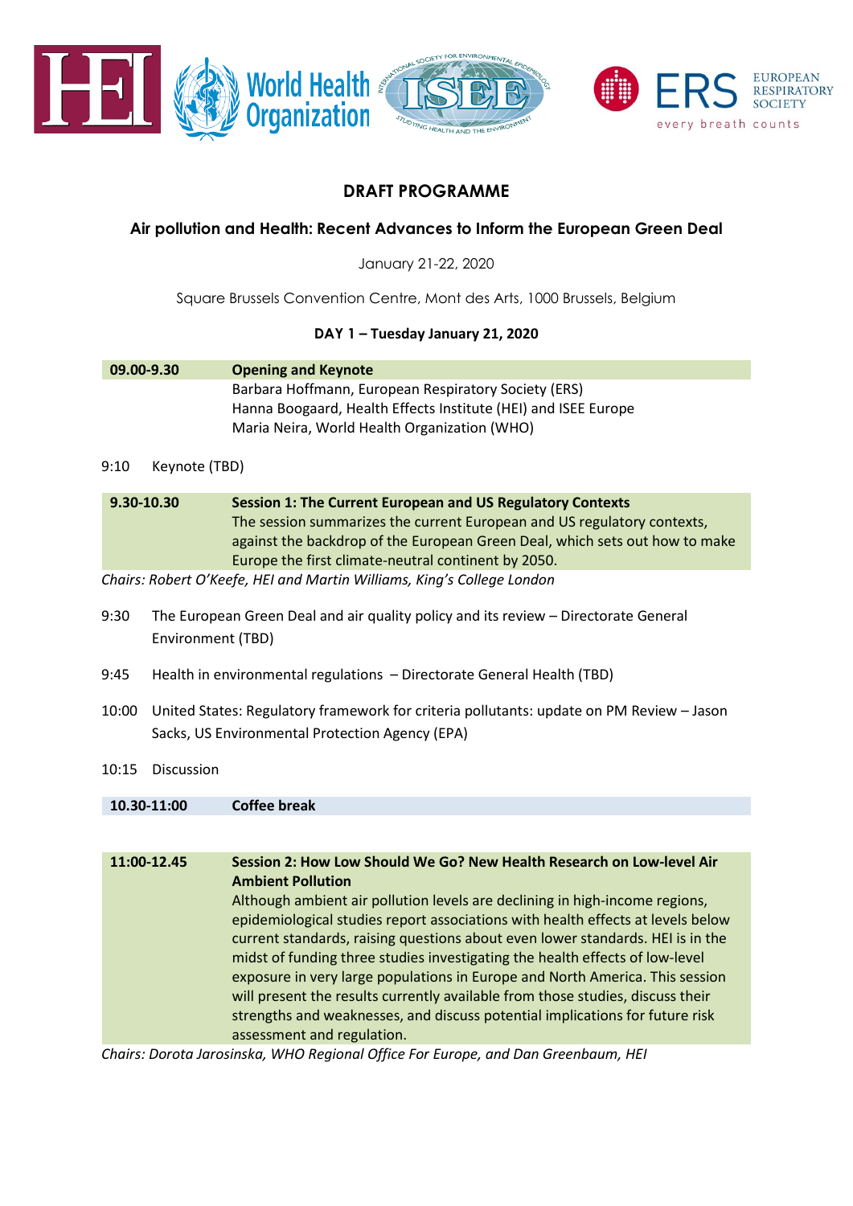# DRAFT PROGRAMME

## Air pollution and Health: Recent Advances to Inform the European Green Deal

January 21-22, 2020

Square Brussels Convention Centre, Mont des Arts, 1000 Brussels, Belgium

### DAY 1 – Tuesday January 21, 2020

**09.00-9.30 Opening and Keynote**

Barbara Hoffmann, European Respiratory Society (ERS)
Hanna Boogaard, Health Effects Institute (HEI) and ISEE Europe
Maria Neira, World Health Organization (WHO)

9:10 Keynote (TBD)

**9.30-10.30 Session 1: The Current European and US Regulatory Contexts**

The session summarizes the current European and US regulatory contexts, against the backdrop of the European Green Deal, which sets out how to make Europe the first climate-neutral continent by 2050.

*Chairs: Robert O'Keefe, HEI and Martin Williams, King's College London*

9:30 The European Green Deal and air quality policy and its review – Directorate General Environment (TBD)

9:45 Health in environmental regulations – Directorate General Health (TBD)

10:00 United States: Regulatory framework for criteria pollutants: update on PM Review – Jason Sacks, US Environmental Protection Agency (EPA)

10:15 Discussion

**10.30-11:00 Coffee break**

**11:00-12.45 Session 2: How Low Should We Go? New Health Research on Low-level Air Ambient Pollution**

Although ambient air pollution levels are declining in high-income regions, epidemiological studies report associations with health effects at levels below current standards, raising questions about even lower standards. HEI is in the midst of funding three studies investigating the health effects of low-level exposure in very large populations in Europe and North America. This session will present the results currently available from those studies, discuss their strengths and weaknesses, and discuss potential implications for future risk assessment and regulation.

*Chairs: Dorota Jarosinska, WHO Regional Office For Europe, and Dan Greenbaum, HEI*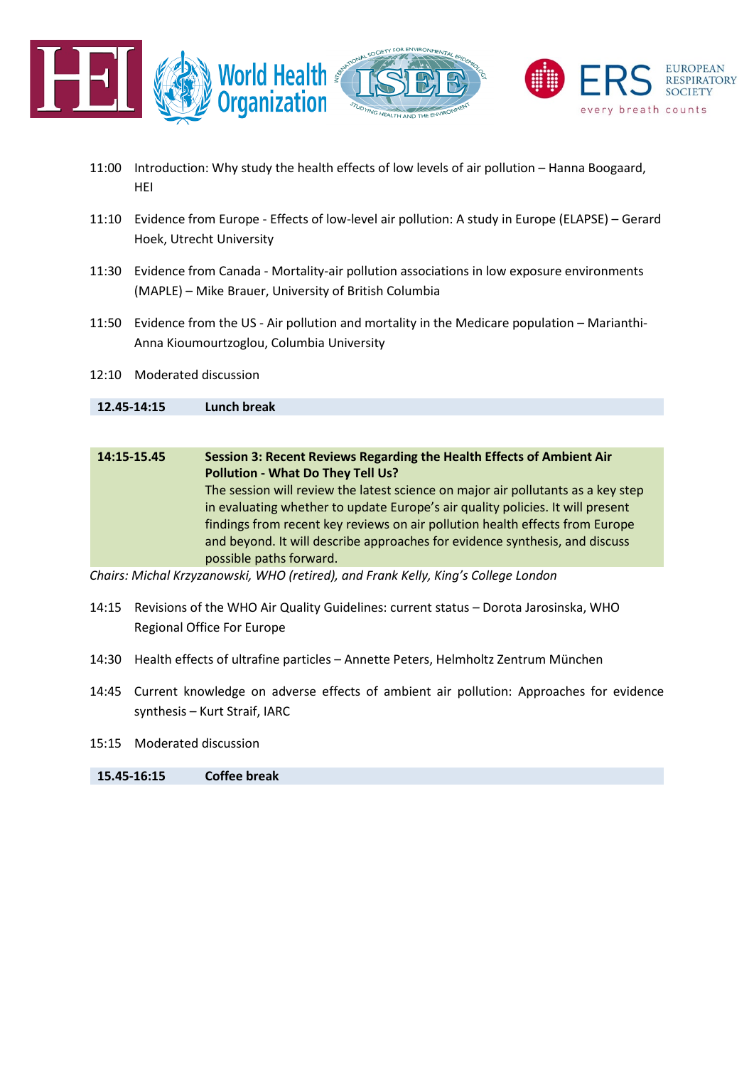11:00 Introduction: Why study the health effects of low levels of air pollution – Hanna Boogaard, HEI

11:10 Evidence from Europe - Effects of low-level air pollution: A study in Europe (ELAPSE) – Gerard Hoek, Utrecht University

11:30 Evidence from Canada - Mortality-air pollution associations in low exposure environments (MAPLE) – Mike Brauer, University of British Columbia

11:50 Evidence from the US - Air pollution and mortality in the Medicare population – Marianthi-Anna Kioumourtzoglou, Columbia University

12:10 Moderated discussion

**12.45-14:15** **Lunch break**

**14:15-15.45** **Session 3: Recent Reviews Regarding the Health Effects of Ambient Air Pollution - What Do They Tell Us?**

The session will review the latest science on major air pollutants as a key step in evaluating whether to update Europe's air quality policies. It will present findings from recent key reviews on air pollution health effects from Europe and beyond. It will describe approaches for evidence synthesis, and discuss possible paths forward.

*Chairs: Michal Krzyzanowski, WHO (retired), and Frank Kelly, King's College London*

14:15 Revisions of the WHO Air Quality Guidelines: current status – Dorota Jarosinska, WHO Regional Office For Europe

14:30 Health effects of ultrafine particles – Annette Peters, Helmholtz Zentrum München

14:45 Current knowledge on adverse effects of ambient air pollution: Approaches for evidence synthesis – Kurt Straif, IARC

15:15 Moderated discussion

**15.45-16:15** **Coffee break**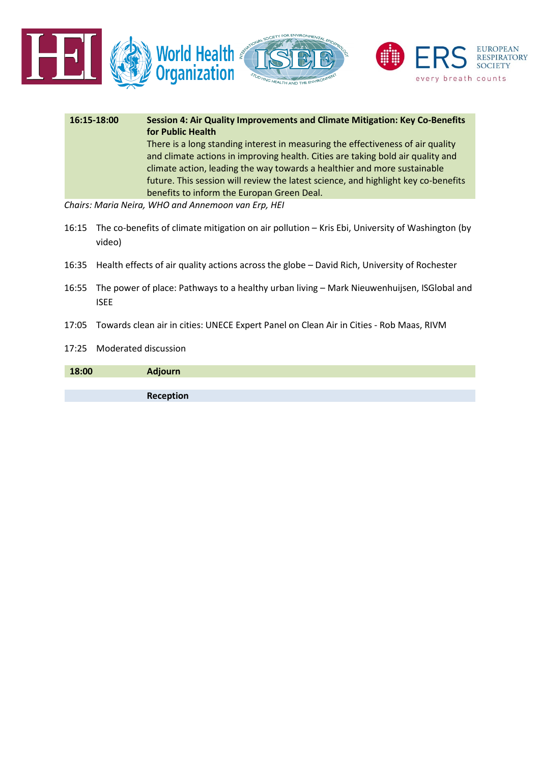| | |
|---|---|
| **16:15-18:00** | **Session 4: Air Quality Improvements and Climate Mitigation: Key Co-Benefits for Public Health** There is a long standing interest in measuring the effectiveness of air quality and climate actions in improving health. Cities are taking bold air quality and climate action, leading the way towards a healthier and more sustainable future. This session will review the latest science, and highlight key co-benefits benefits to inform the Europan Green Deal. |

*Chairs: Maria Neira, WHO and Annemoon van Erp, HEI*

16:15 The co-benefits of climate mitigation on air pollution – Kris Ebi, University of Washington (by video)

16:35 Health effects of air quality actions across the globe – David Rich, University of Rochester

16:55 The power of place: Pathways to a healthy urban living – Mark Nieuwenhuijsen, ISGlobal and ISEE

17:05 Towards clean air in cities: UNECE Expert Panel on Clean Air in Cities - Rob Maas, RIVM

17:25 Moderated discussion

| | |
|---|---|
| **18:00** | **Adjourn** |
| | **Reception** |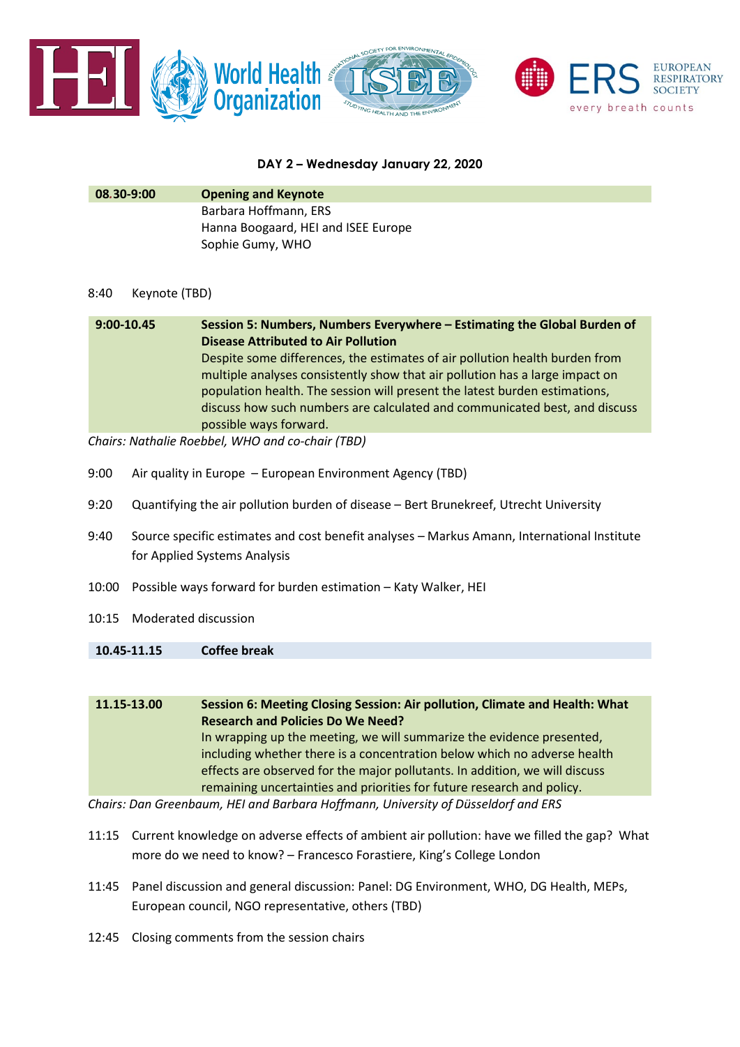## DAY 2 – Wednesday January 22, 2020

**08.30-9:00** **Opening and Keynote**

Barbara Hoffmann, ERS
Hanna Boogaard, HEI and ISEE Europe
Sophie Gumy, WHO

8:40 Keynote (TBD)

**9:00-10.45** **Session 5: Numbers, Numbers Everywhere – Estimating the Global Burden of Disease Attributed to Air Pollution**

Despite some differences, the estimates of air pollution health burden from multiple analyses consistently show that air pollution has a large impact on population health. The session will present the latest burden estimations, discuss how such numbers are calculated and communicated best, and discuss possible ways forward.

*Chairs: Nathalie Roebbel, WHO and co-chair (TBD)*

9:00 Air quality in Europe – European Environment Agency (TBD)

9:20 Quantifying the air pollution burden of disease – Bert Brunekreef, Utrecht University

9:40 Source specific estimates and cost benefit analyses – Markus Amann, International Institute for Applied Systems Analysis

10:00 Possible ways forward for burden estimation – Katy Walker, HEI

10:15 Moderated discussion

**10.45-11.15** **Coffee break**

**11.15-13.00** **Session 6: Meeting Closing Session: Air pollution, Climate and Health: What Research and Policies Do We Need?**

In wrapping up the meeting, we will summarize the evidence presented, including whether there is a concentration below which no adverse health effects are observed for the major pollutants. In addition, we will discuss remaining uncertainties and priorities for future research and policy.

*Chairs: Dan Greenbaum, HEI and Barbara Hoffmann, University of Düsseldorf and ERS*

11:15 Current knowledge on adverse effects of ambient air pollution: have we filled the gap? What more do we need to know? – Francesco Forastiere, King's College London

11:45 Panel discussion and general discussion: Panel: DG Environment, WHO, DG Health, MEPs, European council, NGO representative, others (TBD)

12:45 Closing comments from the session chairs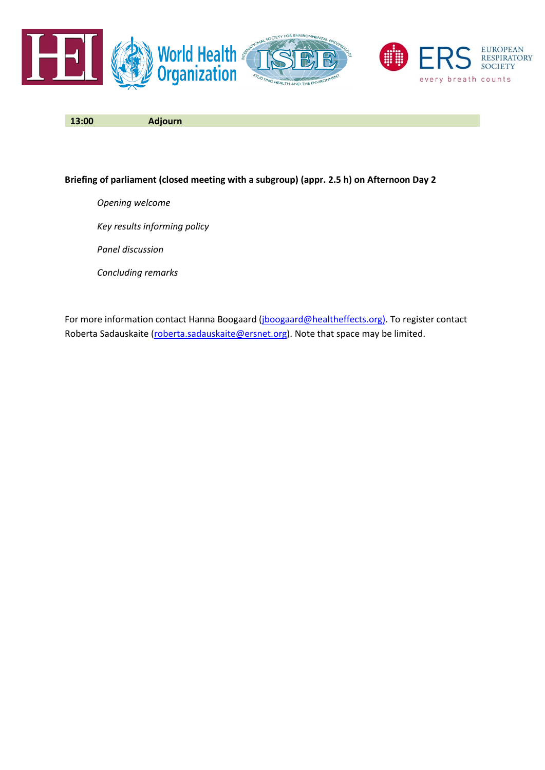| | |
|---|---|
| **13:00** | **Adjourn** |

**Briefing of parliament (closed meeting with a subgroup) (appr. 2.5 h) on Afternoon Day 2**

*Opening welcome*

*Key results informing policy*

*Panel discussion*

*Concluding remarks*

For more information contact Hanna Boogaard (jboogaard@healtheffects.org). To register contact Roberta Sadauskaite (roberta.sadauskaite@ersnet.org). Note that space may be limited.